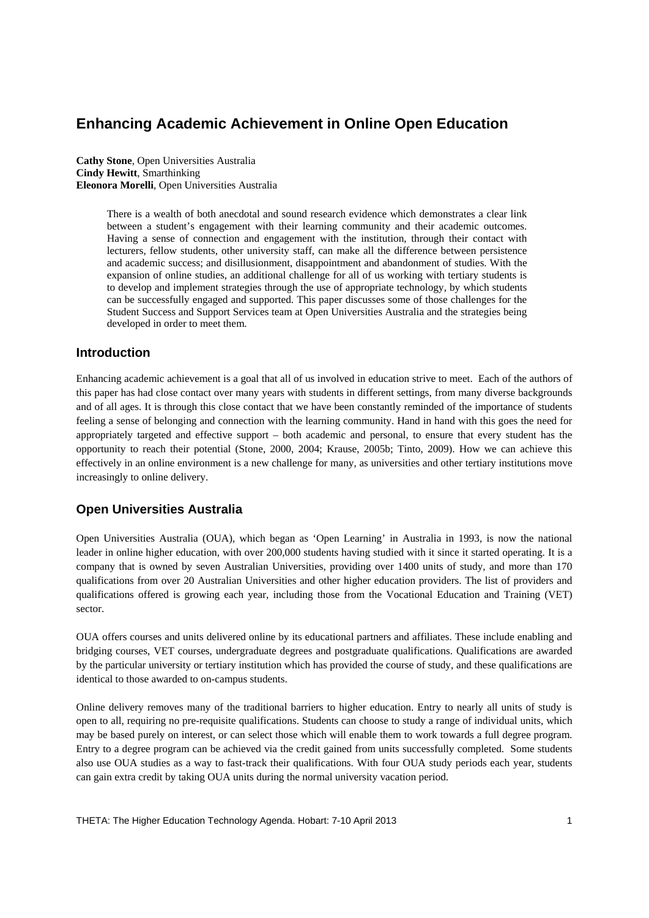# Enhancing Academic Achievement in Online Open Education

**Cathy Stone**, Open Universities Australia
**Cindy Hewitt**, Smarthinking
**Eleonora Morelli**, Open Universities Australia

> There is a wealth of both anecdotal and sound research evidence which demonstrates a clear link between a student's engagement with their learning community and their academic outcomes. Having a sense of connection and engagement with the institution, through their contact with lecturers, fellow students, other university staff, can make all the difference between persistence and academic success; and disillusionment, disappointment and abandonment of studies. With the expansion of online studies, an additional challenge for all of us working with tertiary students is to develop and implement strategies through the use of appropriate technology, by which students can be successfully engaged and supported. This paper discusses some of those challenges for the Student Success and Support Services team at Open Universities Australia and the strategies being developed in order to meet them.

## Introduction

Enhancing academic achievement is a goal that all of us involved in education strive to meet. Each of the authors of this paper has had close contact over many years with students in different settings, from many diverse backgrounds and of all ages. It is through this close contact that we have been constantly reminded of the importance of students feeling a sense of belonging and connection with the learning community. Hand in hand with this goes the need for appropriately targeted and effective support – both academic and personal, to ensure that every student has the opportunity to reach their potential (Stone, 2000, 2004; Krause, 2005b; Tinto, 2009). How we can achieve this effectively in an online environment is a new challenge for many, as universities and other tertiary institutions move increasingly to online delivery.

## Open Universities Australia

Open Universities Australia (OUA), which began as 'Open Learning' in Australia in 1993, is now the national leader in online higher education, with over 200,000 students having studied with it since it started operating. It is a company that is owned by seven Australian Universities, providing over 1400 units of study, and more than 170 qualifications from over 20 Australian Universities and other higher education providers. The list of providers and qualifications offered is growing each year, including those from the Vocational Education and Training (VET) sector.

OUA offers courses and units delivered online by its educational partners and affiliates. These include enabling and bridging courses, VET courses, undergraduate degrees and postgraduate qualifications. Qualifications are awarded by the particular university or tertiary institution which has provided the course of study, and these qualifications are identical to those awarded to on-campus students.

Online delivery removes many of the traditional barriers to higher education. Entry to nearly all units of study is open to all, requiring no pre-requisite qualifications. Students can choose to study a range of individual units, which may be based purely on interest, or can select those which will enable them to work towards a full degree program. Entry to a degree program can be achieved via the credit gained from units successfully completed. Some students also use OUA studies as a way to fast-track their qualifications. With four OUA study periods each year, students can gain extra credit by taking OUA units during the normal university vacation period.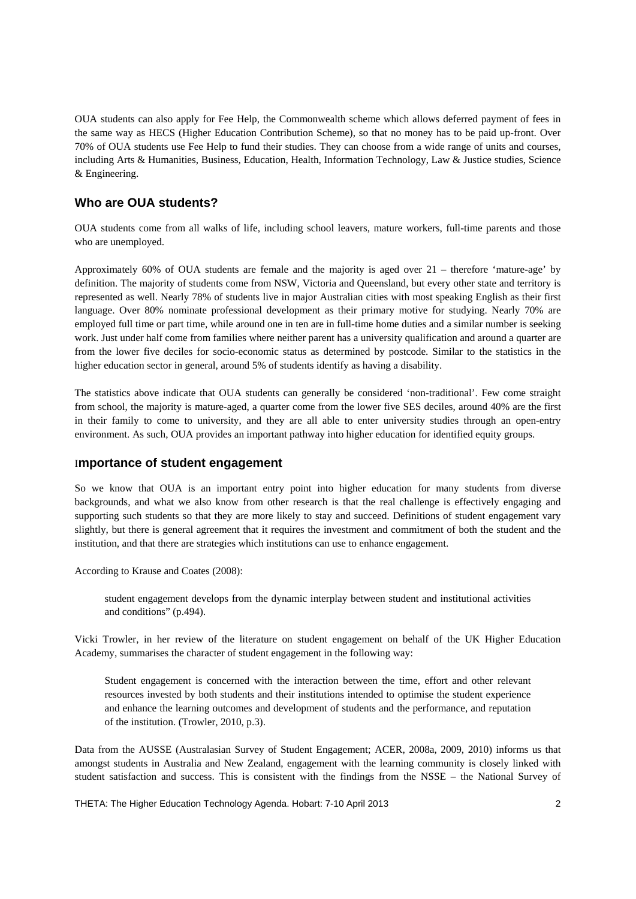OUA students can also apply for Fee Help, the Commonwealth scheme which allows deferred payment of fees in the same way as HECS (Higher Education Contribution Scheme), so that no money has to be paid up-front. Over 70% of OUA students use Fee Help to fund their studies. They can choose from a wide range of units and courses, including Arts & Humanities, Business, Education, Health, Information Technology, Law & Justice studies, Science & Engineering.

## Who are OUA students?

OUA students come from all walks of life, including school leavers, mature workers, full-time parents and those who are unemployed.

Approximately 60% of OUA students are female and the majority is aged over 21 – therefore 'mature-age' by definition. The majority of students come from NSW, Victoria and Queensland, but every other state and territory is represented as well. Nearly 78% of students live in major Australian cities with most speaking English as their first language. Over 80% nominate professional development as their primary motive for studying. Nearly 70% are employed full time or part time, while around one in ten are in full-time home duties and a similar number is seeking work. Just under half come from families where neither parent has a university qualification and around a quarter are from the lower five deciles for socio-economic status as determined by postcode. Similar to the statistics in the higher education sector in general, around 5% of students identify as having a disability.

The statistics above indicate that OUA students can generally be considered 'non-traditional'. Few come straight from school, the majority is mature-aged, a quarter come from the lower five SES deciles, around 40% are the first in their family to come to university, and they are all able to enter university studies through an open-entry environment. As such, OUA provides an important pathway into higher education for identified equity groups.

## Importance of student engagement

So we know that OUA is an important entry point into higher education for many students from diverse backgrounds, and what we also know from other research is that the real challenge is effectively engaging and supporting such students so that they are more likely to stay and succeed. Definitions of student engagement vary slightly, but there is general agreement that it requires the investment and commitment of both the student and the institution, and that there are strategies which institutions can use to enhance engagement.

According to Krause and Coates (2008):

> student engagement develops from the dynamic interplay between student and institutional activities and conditions" (p.494).

Vicki Trowler, in her review of the literature on student engagement on behalf of the UK Higher Education Academy, summarises the character of student engagement in the following way:

> Student engagement is concerned with the interaction between the time, effort and other relevant resources invested by both students and their institutions intended to optimise the student experience and enhance the learning outcomes and development of students and the performance, and reputation of the institution. (Trowler, 2010, p.3).

Data from the AUSSE (Australasian Survey of Student Engagement; ACER, 2008a, 2009, 2010) informs us that amongst students in Australia and New Zealand, engagement with the learning community is closely linked with student satisfaction and success. This is consistent with the findings from the NSSE – the National Survey of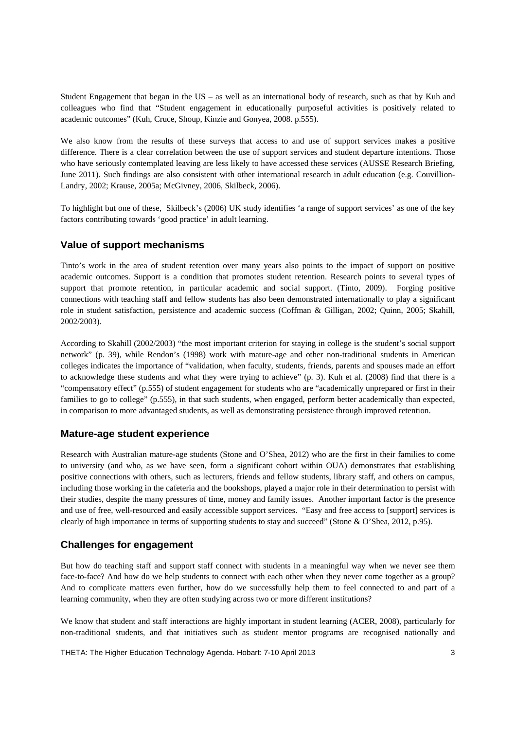Student Engagement that began in the US – as well as an international body of research, such as that by Kuh and colleagues who find that "Student engagement in educationally purposeful activities is positively related to academic outcomes" (Kuh, Cruce, Shoup, Kinzie and Gonyea, 2008. p.555).

We also know from the results of these surveys that access to and use of support services makes a positive difference. There is a clear correlation between the use of support services and student departure intentions. Those who have seriously contemplated leaving are less likely to have accessed these services (AUSSE Research Briefing, June 2011). Such findings are also consistent with other international research in adult education (e.g. Couvillion-Landry, 2002; Krause, 2005a; McGivney, 2006, Skilbeck, 2006).

To highlight but one of these, Skilbeck's (2006) UK study identifies 'a range of support services' as one of the key factors contributing towards 'good practice' in adult learning.

## Value of support mechanisms

Tinto's work in the area of student retention over many years also points to the impact of support on positive academic outcomes. Support is a condition that promotes student retention. Research points to several types of support that promote retention, in particular academic and social support. (Tinto, 2009). Forging positive connections with teaching staff and fellow students has also been demonstrated internationally to play a significant role in student satisfaction, persistence and academic success (Coffman & Gilligan, 2002; Quinn, 2005; Skahill, 2002/2003).

According to Skahill (2002/2003) "the most important criterion for staying in college is the student's social support network" (p. 39), while Rendon's (1998) work with mature-age and other non-traditional students in American colleges indicates the importance of "validation, when faculty, students, friends, parents and spouses made an effort to acknowledge these students and what they were trying to achieve" (p. 3). Kuh et al. (2008) find that there is a "compensatory effect" (p.555) of student engagement for students who are "academically unprepared or first in their families to go to college" (p.555), in that such students, when engaged, perform better academically than expected, in comparison to more advantaged students, as well as demonstrating persistence through improved retention.

## Mature-age student experience

Research with Australian mature-age students (Stone and O'Shea, 2012) who are the first in their families to come to university (and who, as we have seen, form a significant cohort within OUA) demonstrates that establishing positive connections with others, such as lecturers, friends and fellow students, library staff, and others on campus, including those working in the cafeteria and the bookshops, played a major role in their determination to persist with their studies, despite the many pressures of time, money and family issues. Another important factor is the presence and use of free, well-resourced and easily accessible support services. "Easy and free access to [support] services is clearly of high importance in terms of supporting students to stay and succeed" (Stone & O'Shea, 2012, p.95).

## Challenges for engagement

But how do teaching staff and support staff connect with students in a meaningful way when we never see them face-to-face? And how do we help students to connect with each other when they never come together as a group? And to complicate matters even further, how do we successfully help them to feel connected to and part of a learning community, when they are often studying across two or more different institutions?

We know that student and staff interactions are highly important in student learning (ACER, 2008), particularly for non-traditional students, and that initiatives such as student mentor programs are recognised nationally and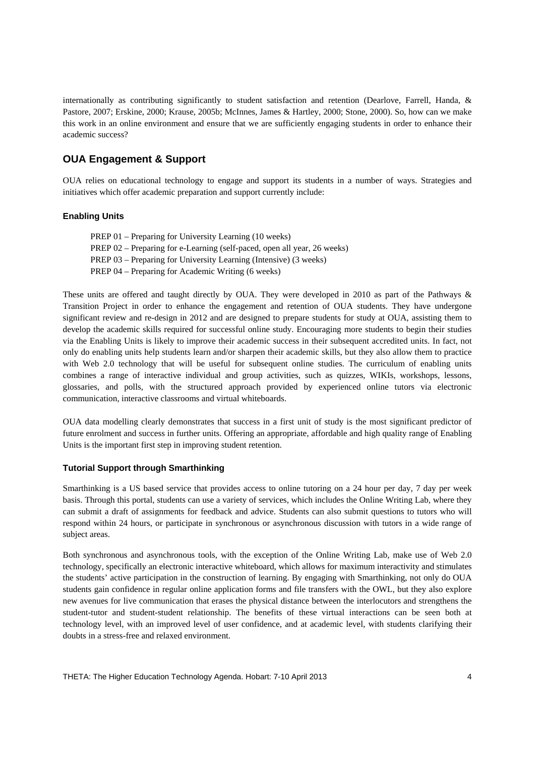internationally as contributing significantly to student satisfaction and retention (Dearlove, Farrell, Handa, & Pastore, 2007; Erskine, 2000; Krause, 2005b; McInnes, James & Hartley, 2000; Stone, 2000). So, how can we make this work in an online environment and ensure that we are sufficiently engaging students in order to enhance their academic success?

## OUA Engagement & Support

OUA relies on educational technology to engage and support its students in a number of ways. Strategies and initiatives which offer academic preparation and support currently include:

### Enabling Units

PREP 01 – Preparing for University Learning (10 weeks)
PREP 02 – Preparing for e-Learning (self-paced, open all year, 26 weeks)
PREP 03 – Preparing for University Learning (Intensive) (3 weeks)
PREP 04 – Preparing for Academic Writing (6 weeks)

These units are offered and taught directly by OUA. They were developed in 2010 as part of the Pathways & Transition Project in order to enhance the engagement and retention of OUA students. They have undergone significant review and re-design in 2012 and are designed to prepare students for study at OUA, assisting them to develop the academic skills required for successful online study. Encouraging more students to begin their studies via the Enabling Units is likely to improve their academic success in their subsequent accredited units. In fact, not only do enabling units help students learn and/or sharpen their academic skills, but they also allow them to practice with Web 2.0 technology that will be useful for subsequent online studies. The curriculum of enabling units combines a range of interactive individual and group activities, such as quizzes, WIKIs, workshops, lessons, glossaries, and polls, with the structured approach provided by experienced online tutors via electronic communication, interactive classrooms and virtual whiteboards.

OUA data modelling clearly demonstrates that success in a first unit of study is the most significant predictor of future enrolment and success in further units. Offering an appropriate, affordable and high quality range of Enabling Units is the important first step in improving student retention.

### Tutorial Support through Smarthinking

Smarthinking is a US based service that provides access to online tutoring on a 24 hour per day, 7 day per week basis. Through this portal, students can use a variety of services, which includes the Online Writing Lab, where they can submit a draft of assignments for feedback and advice. Students can also submit questions to tutors who will respond within 24 hours, or participate in synchronous or asynchronous discussion with tutors in a wide range of subject areas.

Both synchronous and asynchronous tools, with the exception of the Online Writing Lab, make use of Web 2.0 technology, specifically an electronic interactive whiteboard, which allows for maximum interactivity and stimulates the students' active participation in the construction of learning. By engaging with Smarthinking, not only do OUA students gain confidence in regular online application forms and file transfers with the OWL, but they also explore new avenues for live communication that erases the physical distance between the interlocutors and strengthens the student-tutor and student-student relationship. The benefits of these virtual interactions can be seen both at technology level, with an improved level of user confidence, and at academic level, with students clarifying their doubts in a stress-free and relaxed environment.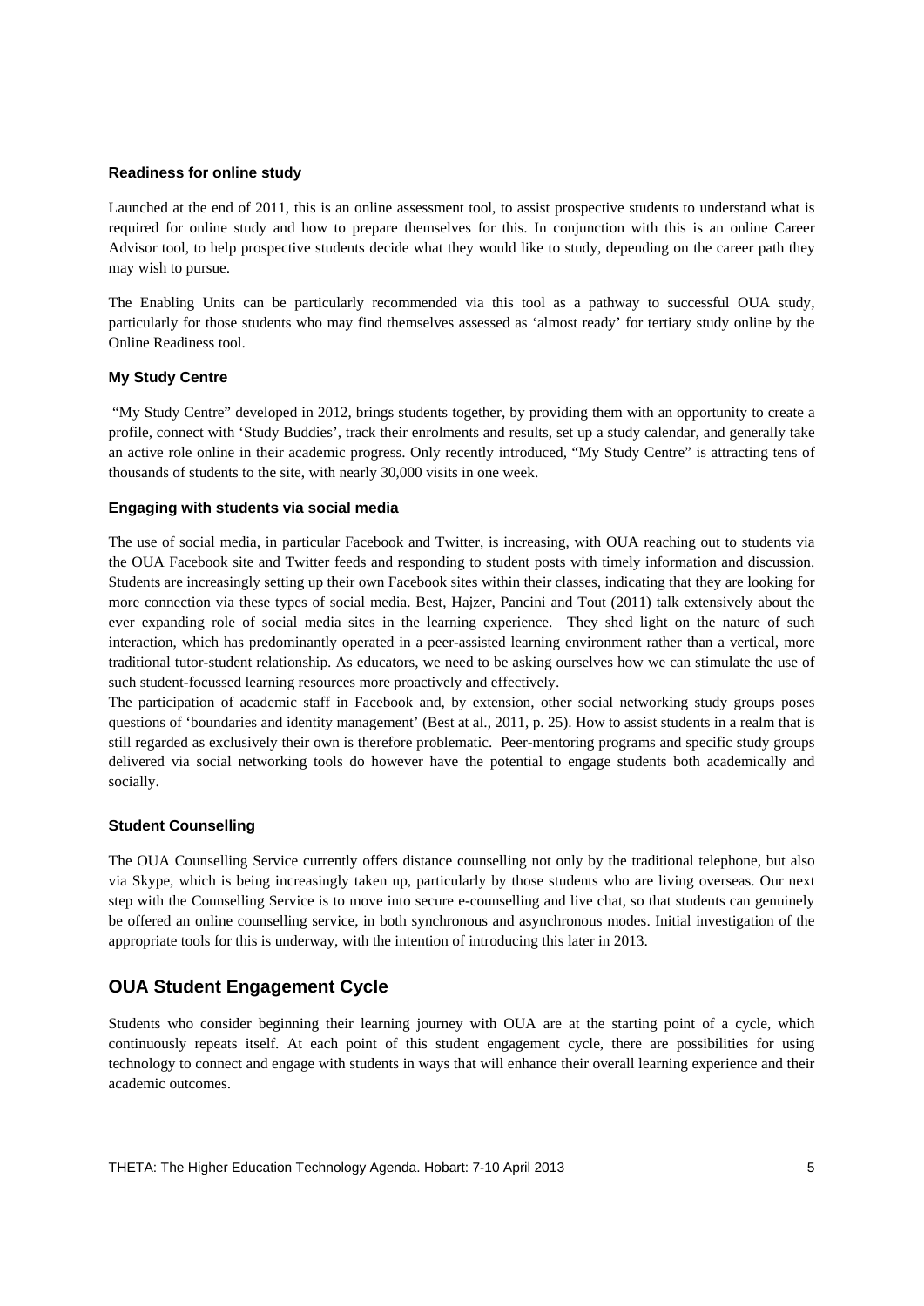### Readiness for online study

Launched at the end of 2011, this is an online assessment tool, to assist prospective students to understand what is required for online study and how to prepare themselves for this. In conjunction with this is an online Career Advisor tool, to help prospective students decide what they would like to study, depending on the career path they may wish to pursue.

The Enabling Units can be particularly recommended via this tool as a pathway to successful OUA study, particularly for those students who may find themselves assessed as 'almost ready' for tertiary study online by the Online Readiness tool.

### My Study Centre

"My Study Centre" developed in 2012, brings students together, by providing them with an opportunity to create a profile, connect with 'Study Buddies', track their enrolments and results, set up a study calendar, and generally take an active role online in their academic progress. Only recently introduced, "My Study Centre" is attracting tens of thousands of students to the site, with nearly 30,000 visits in one week.

### Engaging with students via social media

The use of social media, in particular Facebook and Twitter, is increasing, with OUA reaching out to students via the OUA Facebook site and Twitter feeds and responding to student posts with timely information and discussion. Students are increasingly setting up their own Facebook sites within their classes, indicating that they are looking for more connection via these types of social media. Best, Hajzer, Pancini and Tout (2011) talk extensively about the ever expanding role of social media sites in the learning experience. They shed light on the nature of such interaction, which has predominantly operated in a peer-assisted learning environment rather than a vertical, more traditional tutor-student relationship. As educators, we need to be asking ourselves how we can stimulate the use of such student-focussed learning resources more proactively and effectively.

The participation of academic staff in Facebook and, by extension, other social networking study groups poses questions of 'boundaries and identity management' (Best at al., 2011, p. 25). How to assist students in a realm that is still regarded as exclusively their own is therefore problematic. Peer-mentoring programs and specific study groups delivered via social networking tools do however have the potential to engage students both academically and socially.

### Student Counselling

The OUA Counselling Service currently offers distance counselling not only by the traditional telephone, but also via Skype, which is being increasingly taken up, particularly by those students who are living overseas. Our next step with the Counselling Service is to move into secure e-counselling and live chat, so that students can genuinely be offered an online counselling service, in both synchronous and asynchronous modes. Initial investigation of the appropriate tools for this is underway, with the intention of introducing this later in 2013.

## OUA Student Engagement Cycle

Students who consider beginning their learning journey with OUA are at the starting point of a cycle, which continuously repeats itself. At each point of this student engagement cycle, there are possibilities for using technology to connect and engage with students in ways that will enhance their overall learning experience and their academic outcomes.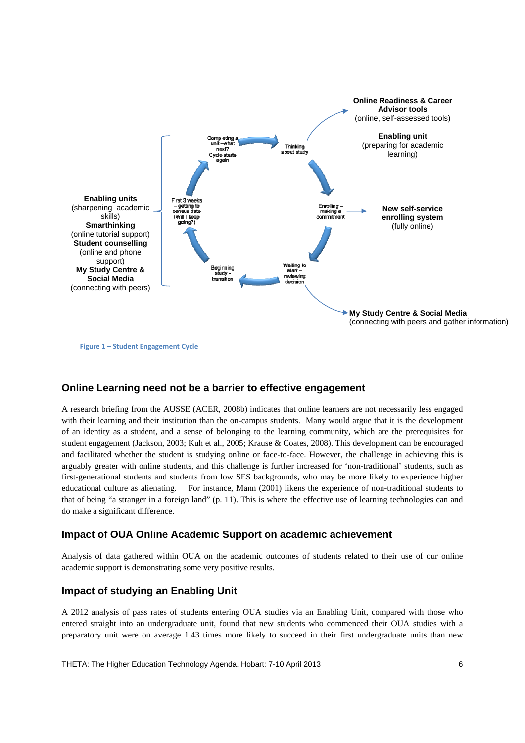**Online Readiness & Career Advisor tools**
(online, self-assessed tools)

**Enabling unit**
(preparing for academic learning)

Completing a unit – what next? Cycle starts again

Thinking about study

Enrolling – making a commitment

**New self-service enrolling system**
(fully online)

Waiting to start – reviewing decision

**My Study Centre & Social Media**
(connecting with peers and gather information)

Beginning study - transition

First 3 weeks – getting to census date (Will I keep going?)

**Enabling units**
(sharpening academic skills)
**Smarthinking**
(online tutorial support)
**Student counselling**
(online and phone support)
**My Study Centre & Social Media**
(connecting with peers)

**Figure 1 – Student Engagement Cycle**

## Online Learning need not be a barrier to effective engagement

A research briefing from the AUSSE (ACER, 2008b) indicates that online learners are not necessarily less engaged with their learning and their institution than the on-campus students. Many would argue that it is the development of an identity as a student, and a sense of belonging to the learning community, which are the prerequisites for student engagement (Jackson, 2003; Kuh et al., 2005; Krause & Coates, 2008). This development can be encouraged and facilitated whether the student is studying online or face-to-face. However, the challenge in achieving this is arguably greater with online students, and this challenge is further increased for 'non-traditional' students, such as first-generational students and students from low SES backgrounds, who may be more likely to experience higher educational culture as alienating. For instance, Mann (2001) likens the experience of non-traditional students to that of being "a stranger in a foreign land" (p. 11). This is where the effective use of learning technologies can and do make a significant difference.

## Impact of OUA Online Academic Support on academic achievement

Analysis of data gathered within OUA on the academic outcomes of students related to their use of our online academic support is demonstrating some very positive results.

## Impact of studying an Enabling Unit

A 2012 analysis of pass rates of students entering OUA studies via an Enabling Unit, compared with those who entered straight into an undergraduate unit, found that new students who commenced their OUA studies with a preparatory unit were on average 1.43 times more likely to succeed in their first undergraduate units than new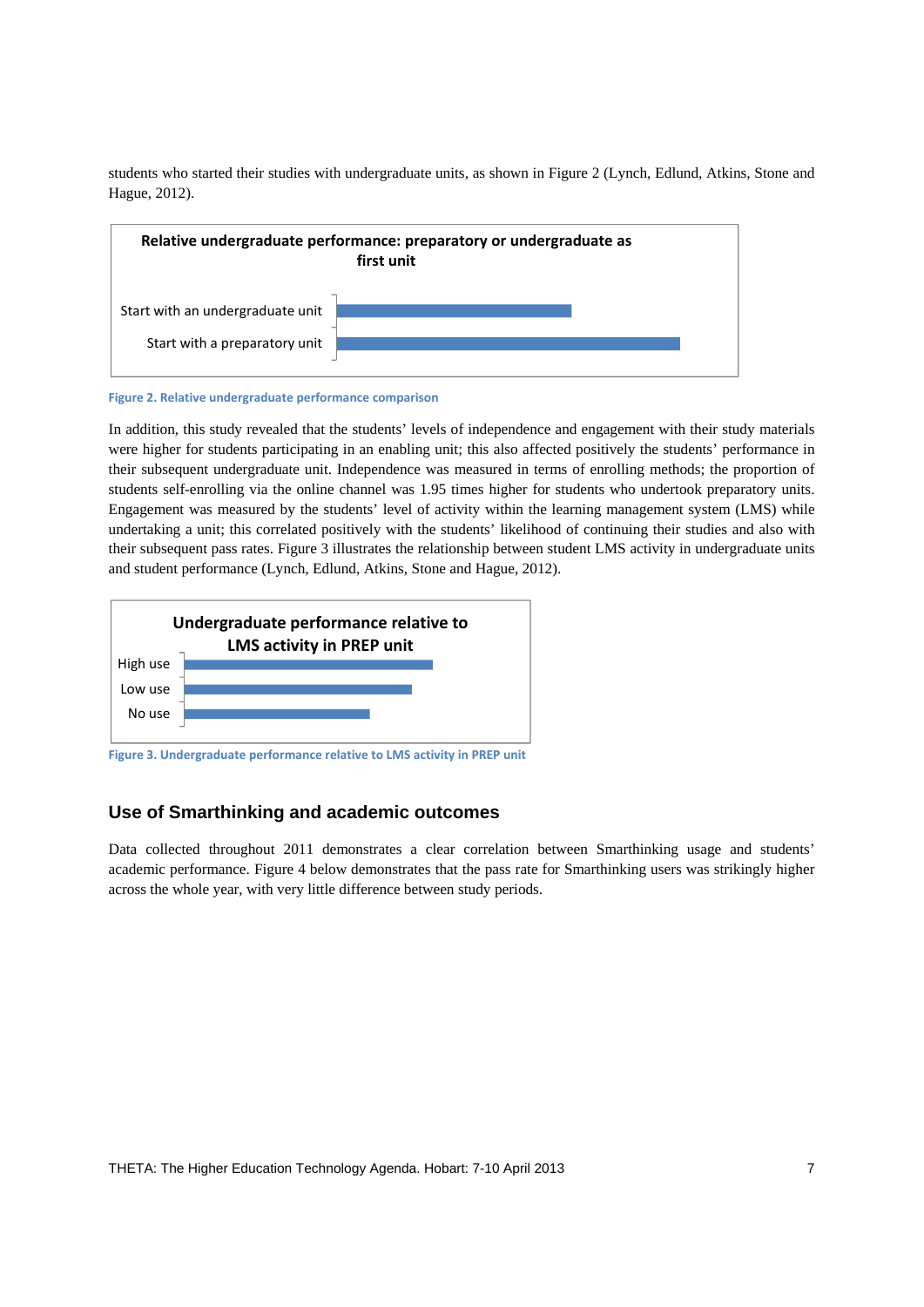students who started their studies with undergraduate units, as shown in Figure 2 (Lynch, Edlund, Atkins, Stone and Hague, 2012).

**Relative undergraduate performance: preparatory or undergraduate as first unit**

Start with an undergraduate unit

Start with a preparatory unit

Figure 2. Relative undergraduate performance comparison

In addition, this study revealed that the students' levels of independence and engagement with their study materials were higher for students participating in an enabling unit; this also affected positively the students' performance in their subsequent undergraduate unit. Independence was measured in terms of enrolling methods; the proportion of students self-enrolling via the online channel was 1.95 times higher for students who undertook preparatory units. Engagement was measured by the students' level of activity within the learning management system (LMS) while undertaking a unit; this correlated positively with the students' likelihood of continuing their studies and also with their subsequent pass rates. Figure 3 illustrates the relationship between student LMS activity in undergraduate units and student performance (Lynch, Edlund, Atkins, Stone and Hague, 2012).

**Undergraduate performance relative to LMS activity in PREP unit**

High use

Low use

No use

Figure 3. Undergraduate performance relative to LMS activity in PREP unit

## Use of Smarthinking and academic outcomes

Data collected throughout 2011 demonstrates a clear correlation between Smarthinking usage and students' academic performance. Figure 4 below demonstrates that the pass rate for Smarthinking users was strikingly higher across the whole year, with very little difference between study periods.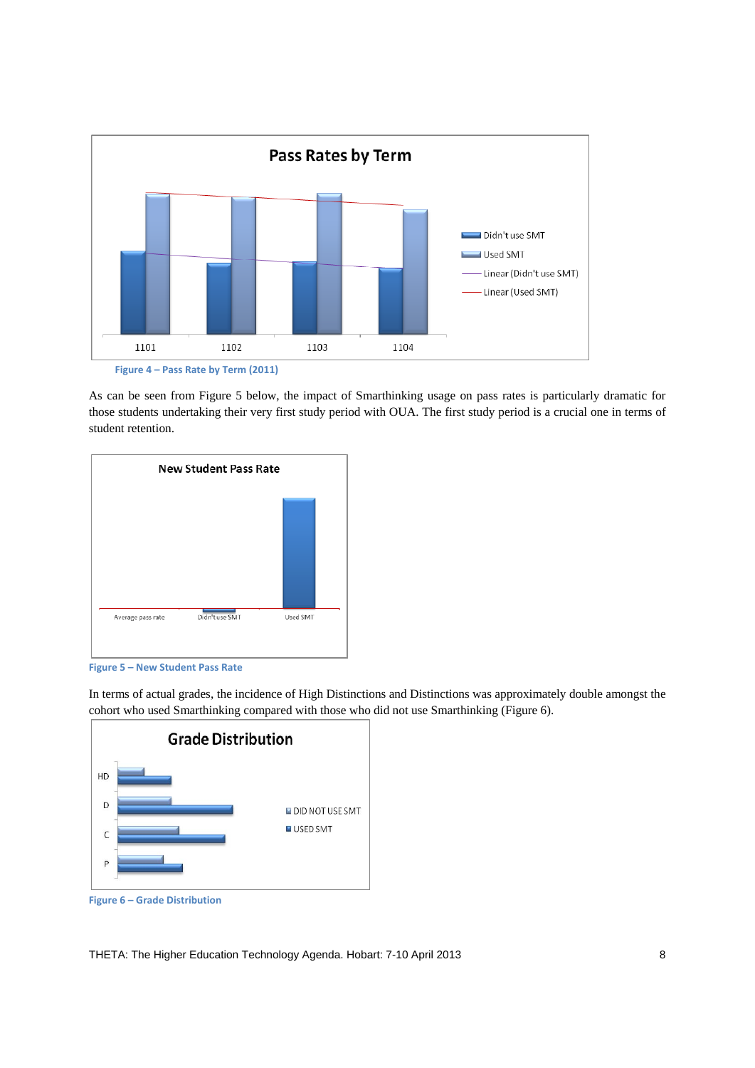Figure 4 – Pass Rate by Term (2011)

As can be seen from Figure 5 below, the impact of Smarthinking usage on pass rates is particularly dramatic for those students undertaking their very first study period with OUA. The first study period is a crucial one in terms of student retention.

Figure 5 – New Student Pass Rate

In terms of actual grades, the incidence of High Distinctions and Distinctions was approximately double amongst the cohort who used Smarthinking compared with those who did not use Smarthinking (Figure 6).

Figure 6 – Grade Distribution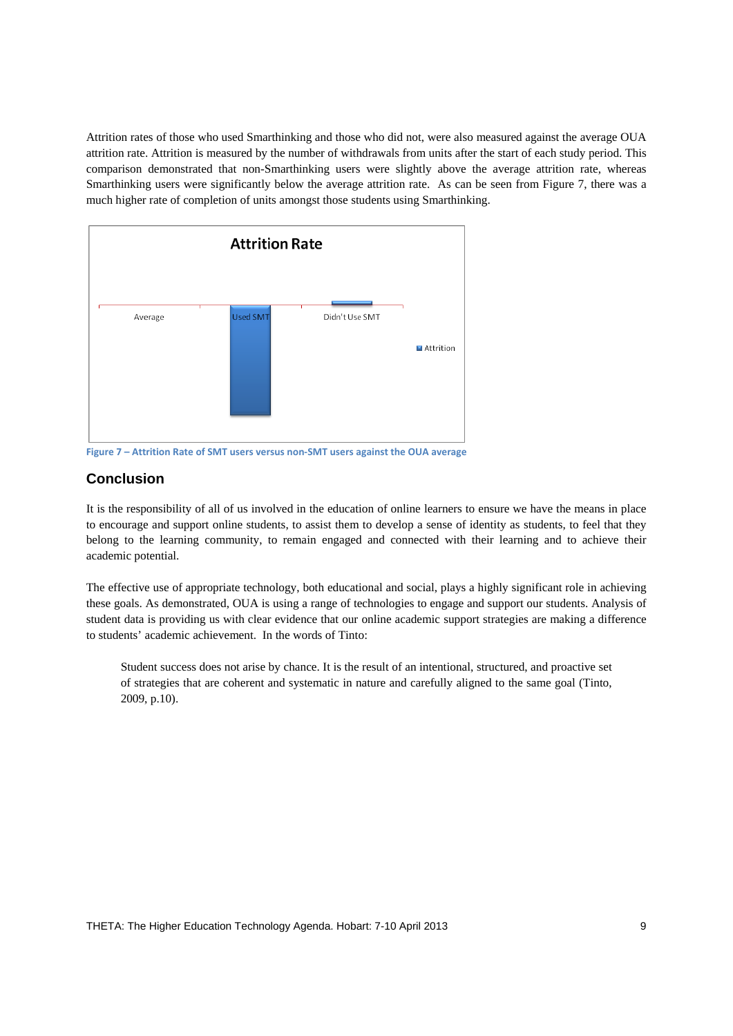Attrition rates of those who used Smarthinking and those who did not, were also measured against the average OUA attrition rate. Attrition is measured by the number of withdrawals from units after the start of each study period. This comparison demonstrated that non-Smarthinking users were slightly above the average attrition rate, whereas Smarthinking users were significantly below the average attrition rate. As can be seen from Figure 7, there was a much higher rate of completion of units amongst those students using Smarthinking.

**Figure 7 – Attrition Rate of SMT users versus non-SMT users against the OUA average**

## Conclusion

It is the responsibility of all of us involved in the education of online learners to ensure we have the means in place to encourage and support online students, to assist them to develop a sense of identity as students, to feel that they belong to the learning community, to remain engaged and connected with their learning and to achieve their academic potential.

The effective use of appropriate technology, both educational and social, plays a highly significant role in achieving these goals. As demonstrated, OUA is using a range of technologies to engage and support our students. Analysis of student data is providing us with clear evidence that our online academic support strategies are making a difference to students' academic achievement. In the words of Tinto:

> Student success does not arise by chance. It is the result of an intentional, structured, and proactive set of strategies that are coherent and systematic in nature and carefully aligned to the same goal (Tinto, 2009, p.10).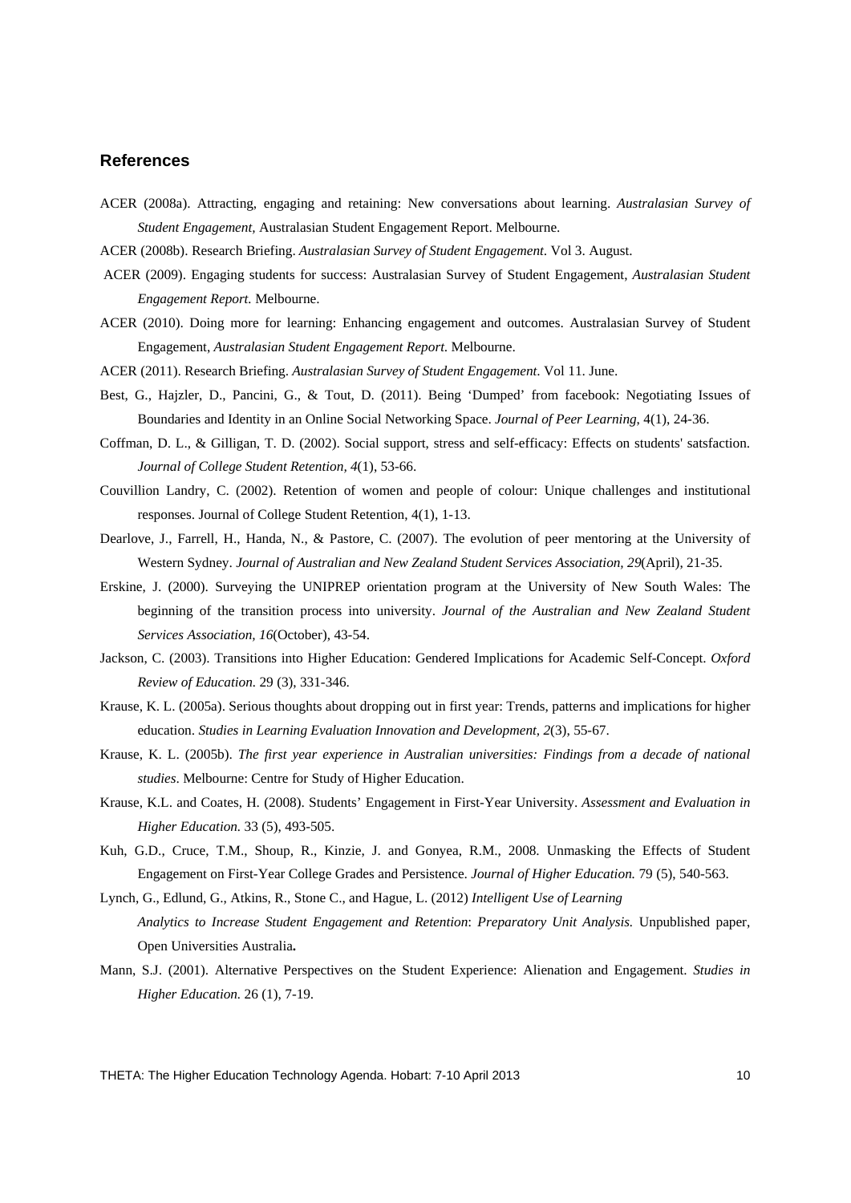## References

ACER (2008a). Attracting, engaging and retaining: New conversations about learning. *Australasian Survey of Student Engagement,* Australasian Student Engagement Report. Melbourne.

ACER (2008b). Research Briefing. *Australasian Survey of Student Engagement*. Vol 3. August.

ACER (2009). Engaging students for success: Australasian Survey of Student Engagement, *Australasian Student Engagement Report*. Melbourne.

ACER (2010). Doing more for learning: Enhancing engagement and outcomes. Australasian Survey of Student Engagement, *Australasian Student Engagement Report*. Melbourne.

ACER (2011). Research Briefing. *Australasian Survey of Student Engagement*. Vol 11. June.

Best, G., Hajzler, D., Pancini, G., & Tout, D. (2011). Being 'Dumped' from facebook: Negotiating Issues of Boundaries and Identity in an Online Social Networking Space. *Journal of Peer Learning*, 4(1), 24-36.

Coffman, D. L., & Gilligan, T. D. (2002). Social support, stress and self-efficacy: Effects on students' satsfaction. *Journal of College Student Retention, 4*(1), 53-66.

Couvillion Landry, C. (2002). Retention of women and people of colour: Unique challenges and institutional responses. Journal of College Student Retention, 4(1), 1-13.

Dearlove, J., Farrell, H., Handa, N., & Pastore, C. (2007). The evolution of peer mentoring at the University of Western Sydney. *Journal of Australian and New Zealand Student Services Association, 29*(April), 21-35.

Erskine, J. (2000). Surveying the UNIPREP orientation program at the University of New South Wales: The beginning of the transition process into university. *Journal of the Australian and New Zealand Student Services Association, 16*(October), 43-54.

Jackson, C. (2003). Transitions into Higher Education: Gendered Implications for Academic Self-Concept. *Oxford Review of Education.* 29 (3), 331-346.

Krause, K. L. (2005a). Serious thoughts about dropping out in first year: Trends, patterns and implications for higher education. *Studies in Learning Evaluation Innovation and Development, 2*(3), 55-67.

Krause, K. L. (2005b). *The first year experience in Australian universities: Findings from a decade of national studies*. Melbourne: Centre for Study of Higher Education.

Krause, K.L. and Coates, H. (2008). Students' Engagement in First-Year University. *Assessment and Evaluation in Higher Education.* 33 (5), 493-505.

Kuh, G.D., Cruce, T.M., Shoup, R., Kinzie, J. and Gonyea, R.M., 2008. Unmasking the Effects of Student Engagement on First-Year College Grades and Persistence. *Journal of Higher Education.* 79 (5), 540-563.

Lynch, G., Edlund, G., Atkins, R., Stone C., and Hague, L. (2012) *Intelligent Use of Learning Analytics to Increase Student Engagement and Retention*: *Preparatory Unit Analysis.* Unpublished paper, Open Universities Australia**.**

Mann, S.J. (2001). Alternative Perspectives on the Student Experience: Alienation and Engagement. *Studies in Higher Education.* 26 (1), 7-19.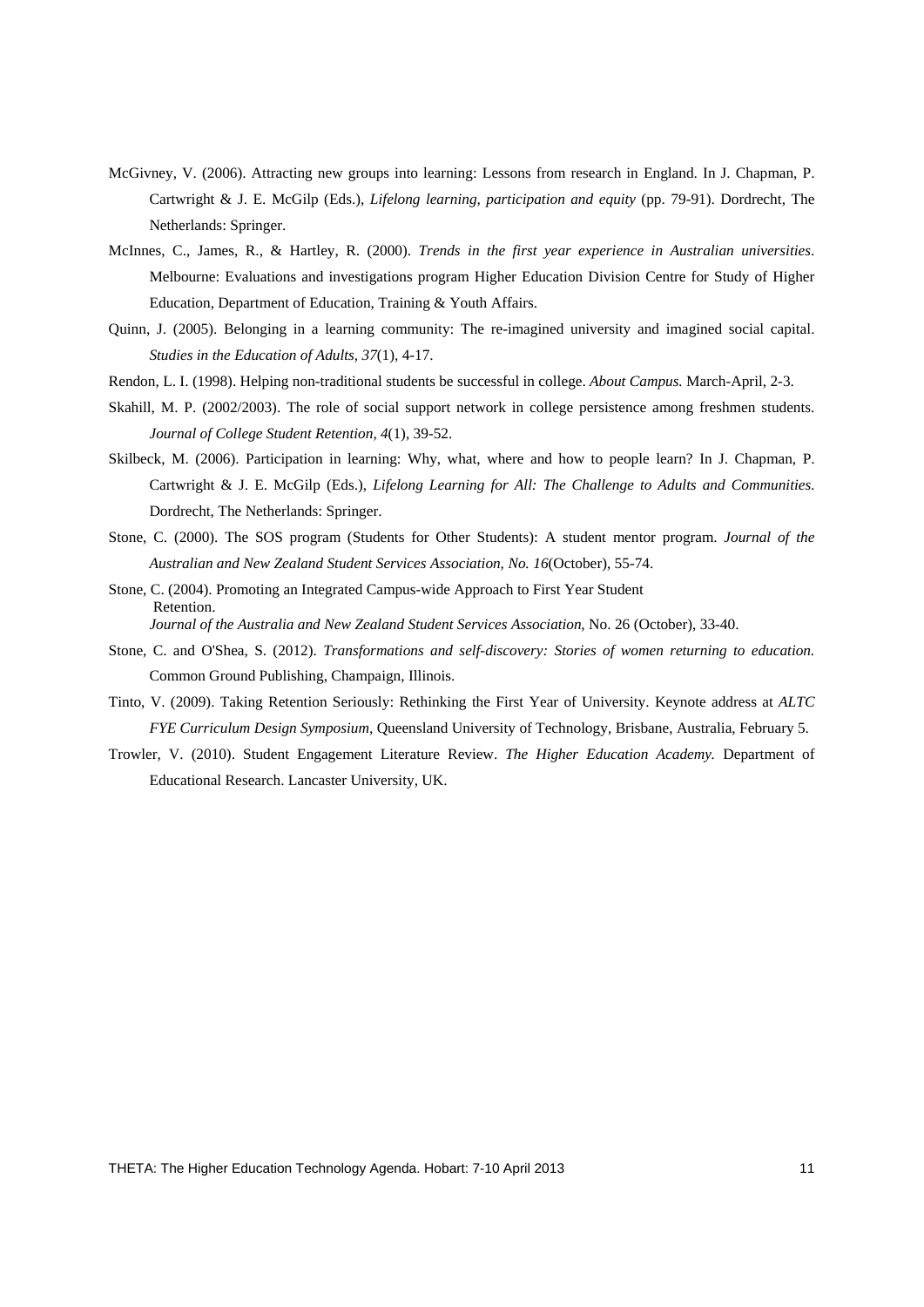McGivney, V. (2006). Attracting new groups into learning: Lessons from research in England. In J. Chapman, P. Cartwright & J. E. McGilp (Eds.), *Lifelong learning, participation and equity* (pp. 79-91). Dordrecht, The Netherlands: Springer.

McInnes, C., James, R., & Hartley, R. (2000). *Trends in the first year experience in Australian universities*. Melbourne: Evaluations and investigations program Higher Education Division Centre for Study of Higher Education, Department of Education, Training & Youth Affairs.

Quinn, J. (2005). Belonging in a learning community: The re-imagined university and imagined social capital. *Studies in the Education of Adults, 37*(1), 4-17.

Rendon, L. I. (1998). Helping non-traditional students be successful in college. *About Campus.* March-April, 2-3.

Skahill, M. P. (2002/2003). The role of social support network in college persistence among freshmen students. *Journal of College Student Retention, 4*(1), 39-52.

Skilbeck, M. (2006). Participation in learning: Why, what, where and how to people learn? In J. Chapman, P. Cartwright & J. E. McGilp (Eds.), *Lifelong Learning for All: The Challenge to Adults and Communities.* Dordrecht, The Netherlands: Springer.

Stone, C. (2000). The SOS program (Students for Other Students): A student mentor program. *Journal of the Australian and New Zealand Student Services Association, No. 16*(October), 55-74.

Stone, C. (2004). Promoting an Integrated Campus-wide Approach to First Year Student Retention. *Journal of the Australia and New Zealand Student Services Association*, No. 26 (October), 33-40.

Stone, C. and O'Shea, S. (2012). *Transformations and self-discovery: Stories of women returning to education.* Common Ground Publishing, Champaign, Illinois.

Tinto, V. (2009). Taking Retention Seriously: Rethinking the First Year of University. Keynote address at *ALTC FYE Curriculum Design Symposium*, Queensland University of Technology, Brisbane, Australia, February 5.

Trowler, V. (2010). Student Engagement Literature Review. *The Higher Education Academy.* Department of Educational Research. Lancaster University, UK.